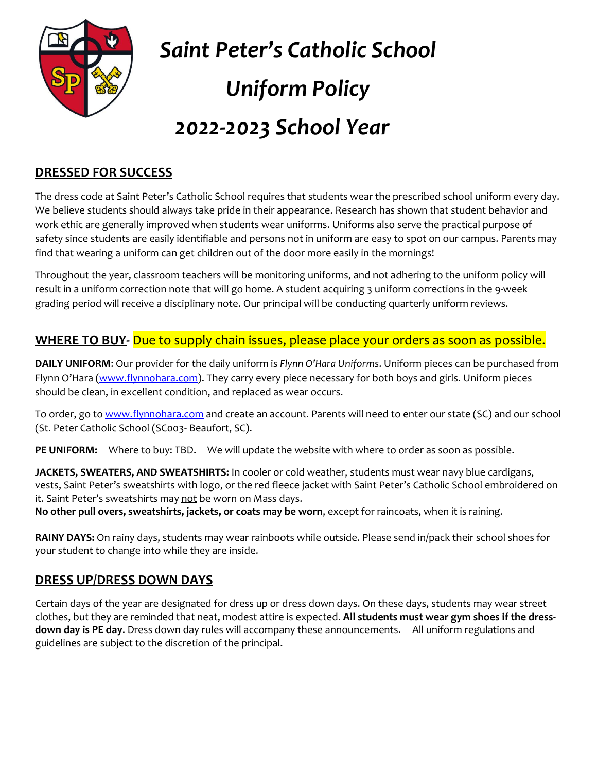# *Saint Peter's Catholic School*

# *Uniform Policy*

# *2022-2023 School Year*

## DRESSED FOR SUCCESS

The dress code at Saint Peter's Catholic School requires that students wear the prescribed school uniform every day. We believe students should always take pride in their appearance. Research has shown that student behavior and work ethic are generally improved when students wear uniforms. Uniforms also serve the practical purpose of safety since students are easily identifiable and persons not in uniform are easy to spot on our campus. Parents may find that wearing a uniform can get children out of the door more easily in the mornings!

Throughout the year, classroom teachers will be monitoring uniforms, and not adhering to the uniform policy will result in a uniform correction note that will go home. A student acquiring 3 uniform corrections in the 9-week grading period will receive a disciplinary note. Our principal will be conducting quarterly uniform reviews.

## WHERE TO BUY- Due to supply chain issues, please place your orders as soon as possible.

**DAILY UNIFORM**: Our provider for the daily uniform is *Flynn O'Hara Uniforms*. Uniform pieces can be purchased from Flynn O'Hara (www.flynnohara.com). They carry every piece necessary for both boys and girls. Uniform pieces should be clean, in excellent condition, and replaced as wear occurs.

To order, go to www.flynnohara.com and create an account. Parents will need to enter our state (SC) and our school (St. Peter Catholic School (SC003- Beaufort, SC).

**PE UNIFORM:** Where to buy: TBD. We will update the website with where to order as soon as possible.

**JACKETS, SWEATERS, AND SWEATSHIRTS:** In cooler or cold weather, students must wear navy blue cardigans, vests, Saint Peter's sweatshirts with logo, or the red fleece jacket with Saint Peter's Catholic School embroidered on it. Saint Peter's sweatshirts may not be worn on Mass days.
**No other pull overs, sweatshirts, jackets, or coats may be worn**, except for raincoats, when it is raining.

**RAINY DAYS:** On rainy days, students may wear rainboots while outside. Please send in/pack their school shoes for your student to change into while they are inside.

## DRESS UP/DRESS DOWN DAYS

Certain days of the year are designated for dress up or dress down days. On these days, students may wear street clothes, but they are reminded that neat, modest attire is expected. **All students must wear gym shoes if the dress-down day is PE day**. Dress down day rules will accompany these announcements. All uniform regulations and guidelines are subject to the discretion of the principal.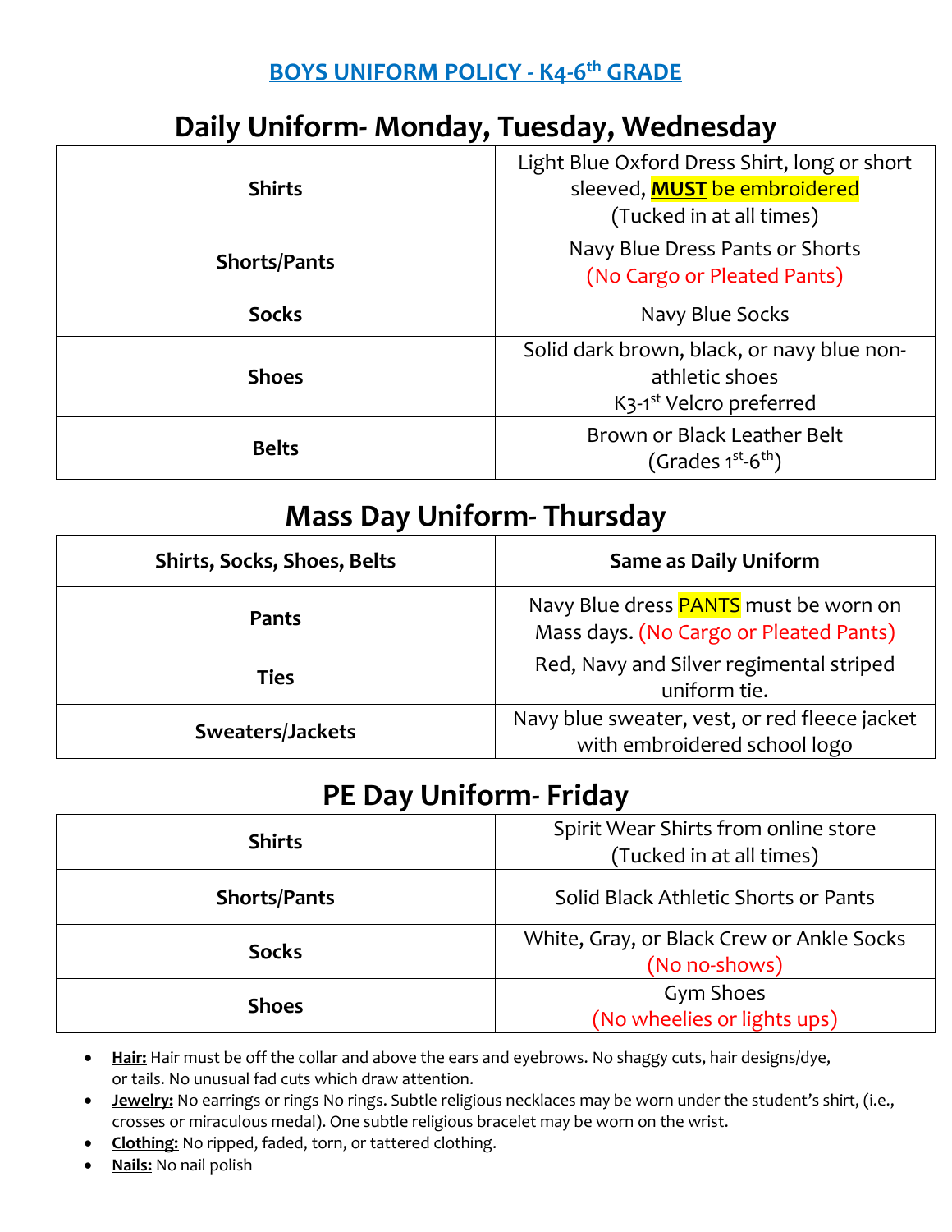# BOYS UNIFORM POLICY - K4-6th GRADE

## Daily Uniform- Monday, Tuesday, Wednesday

| | |
|---|---|
| **Shirts** | Light Blue Oxford Dress Shirt, long or short sleeved, **MUST** be embroidered (Tucked in at all times) |
| **Shorts/Pants** | Navy Blue Dress Pants or Shorts (No Cargo or Pleated Pants) |
| **Socks** | Navy Blue Socks |
| **Shoes** | Solid dark brown, black, or navy blue non-athletic shoes K3-1st Velcro preferred |
| **Belts** | Brown or Black Leather Belt (Grades 1st-6th) |

## Mass Day Uniform- Thursday

| **Shirts, Socks, Shoes, Belts** | **Same as Daily Uniform** |
|---|---|
| **Pants** | Navy Blue dress PANTS must be worn on Mass days. (No Cargo or Pleated Pants) |
| **Ties** | Red, Navy and Silver regimental striped uniform tie. |
| **Sweaters/Jackets** | Navy blue sweater, vest, or red fleece jacket with embroidered school logo |

## PE Day Uniform- Friday

| | |
|---|---|
| **Shirts** | Spirit Wear Shirts from online store (Tucked in at all times) |
| **Shorts/Pants** | Solid Black Athletic Shorts or Pants |
| **Socks** | White, Gray, or Black Crew or Ankle Socks (No no-shows) |
| **Shoes** | Gym Shoes (No wheelies or lights ups) |

- **Hair:** Hair must be off the collar and above the ears and eyebrows. No shaggy cuts, hair designs/dye, or tails. No unusual fad cuts which draw attention.
- **Jewelry:** No earrings or rings No rings. Subtle religious necklaces may be worn under the student's shirt, (i.e., crosses or miraculous medal). One subtle religious bracelet may be worn on the wrist.
- **Clothing:** No ripped, faded, torn, or tattered clothing.
- **Nails:** No nail polish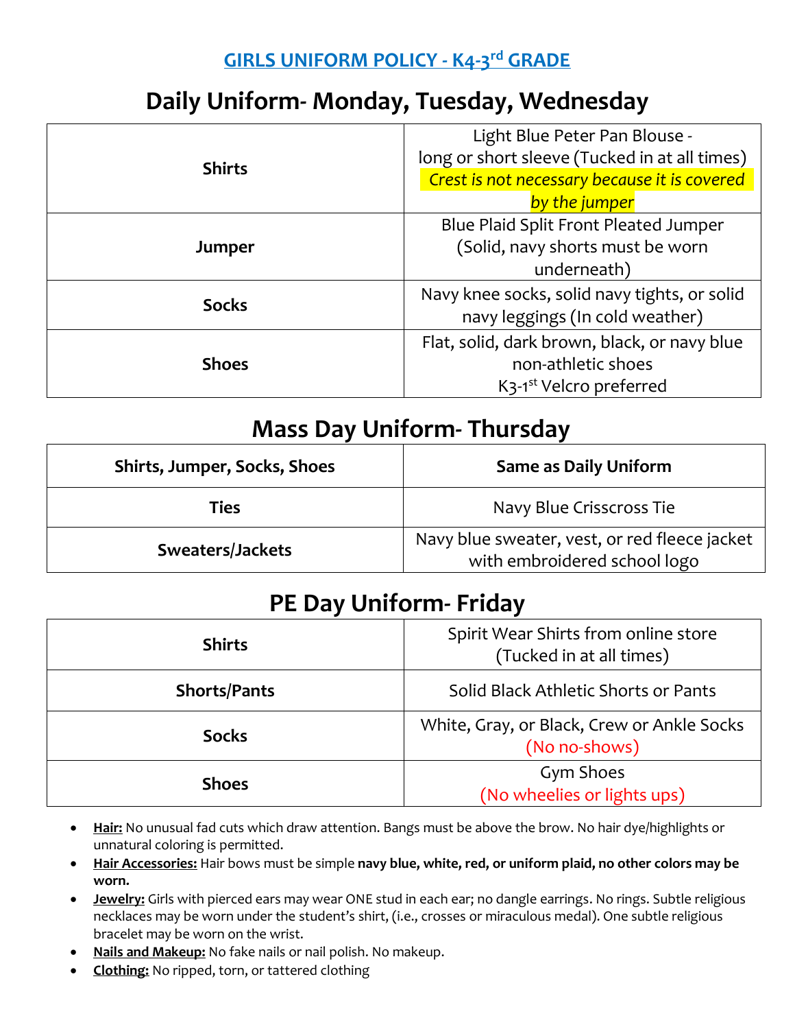# GIRLS UNIFORM POLICY - K4-3rd GRADE

## Daily Uniform- Monday, Tuesday, Wednesday

| | |
|---|---|
| **Shirts** | Light Blue Peter Pan Blouse - long or short sleeve (Tucked in at all times) *Crest is not necessary because it is covered by the jumper* |
| **Jumper** | Blue Plaid Split Front Pleated Jumper (Solid, navy shorts must be worn underneath) |
| **Socks** | Navy knee socks, solid navy tights, or solid navy leggings (In cold weather) |
| **Shoes** | Flat, solid, dark brown, black, or navy blue non-athletic shoes K3-1st Velcro preferred |

## Mass Day Uniform- Thursday

| **Shirts, Jumper, Socks, Shoes** | **Same as Daily Uniform** |
|---|---|
| **Ties** | Navy Blue Crisscross Tie |
| **Sweaters/Jackets** | Navy blue sweater, vest, or red fleece jacket with embroidered school logo |

## PE Day Uniform- Friday

| | |
|---|---|
| **Shirts** | Spirit Wear Shirts from online store (Tucked in at all times) |
| **Shorts/Pants** | Solid Black Athletic Shorts or Pants |
| **Socks** | White, Gray, or Black, Crew or Ankle Socks (No no-shows) |
| **Shoes** | Gym Shoes (No wheelies or lights ups) |

- **Hair:** No unusual fad cuts which draw attention. Bangs must be above the brow. No hair dye/highlights or unnatural coloring is permitted.
- **Hair Accessories:** Hair bows must be simple **navy blue, white, red, or uniform plaid, no other colors may be worn.**
- **Jewelry:** Girls with pierced ears may wear ONE stud in each ear; no dangle earrings. No rings. Subtle religious necklaces may be worn under the student's shirt, (i.e., crosses or miraculous medal). One subtle religious bracelet may be worn on the wrist.
- **Nails and Makeup:** No fake nails or nail polish. No makeup.
- **Clothing:** No ripped, torn, or tattered clothing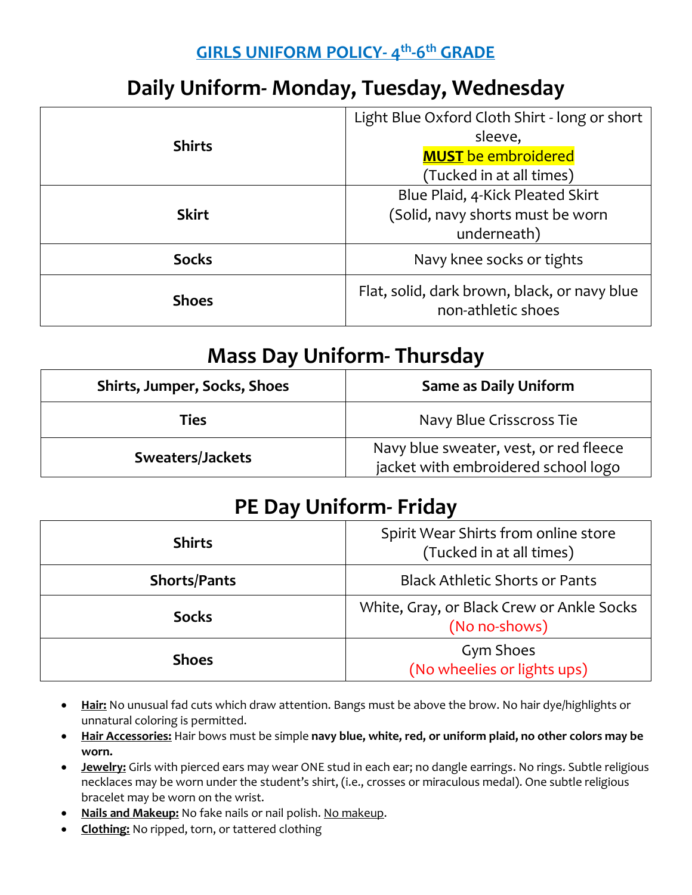## GIRLS UNIFORM POLICY- 4th-6th GRADE

# Daily Uniform- Monday, Tuesday, Wednesday

| | |
|---|---|
| **Shirts** | Light Blue Oxford Cloth Shirt - long or short sleeve, **MUST** be embroidered (Tucked in at all times) |
| **Skirt** | Blue Plaid, 4-Kick Pleated Skirt (Solid, navy shorts must be worn underneath) |
| **Socks** | Navy knee socks or tights |
| **Shoes** | Flat, solid, dark brown, black, or navy blue non-athletic shoes |

# Mass Day Uniform- Thursday

| **Shirts, Jumper, Socks, Shoes** | **Same as Daily Uniform** |
|---|---|
| **Ties** | Navy Blue Crisscross Tie |
| **Sweaters/Jackets** | Navy blue sweater, vest, or red fleece jacket with embroidered school logo |

# PE Day Uniform- Friday

| | |
|---|---|
| **Shirts** | Spirit Wear Shirts from online store (Tucked in at all times) |
| **Shorts/Pants** | Black Athletic Shorts or Pants |
| **Socks** | White, Gray, or Black Crew or Ankle Socks (No no-shows) |
| **Shoes** | Gym Shoes (No wheelies or lights ups) |

- **Hair:** No unusual fad cuts which draw attention. Bangs must be above the brow. No hair dye/highlights or unnatural coloring is permitted.
- **Hair Accessories:** Hair bows must be simple **navy blue, white, red, or uniform plaid, no other colors may be worn.**
- **Jewelry:** Girls with pierced ears may wear ONE stud in each ear; no dangle earrings. No rings. Subtle religious necklaces may be worn under the student's shirt, (i.e., crosses or miraculous medal). One subtle religious bracelet may be worn on the wrist.
- **Nails and Makeup:** No fake nails or nail polish. No makeup.
- **Clothing:** No ripped, torn, or tattered clothing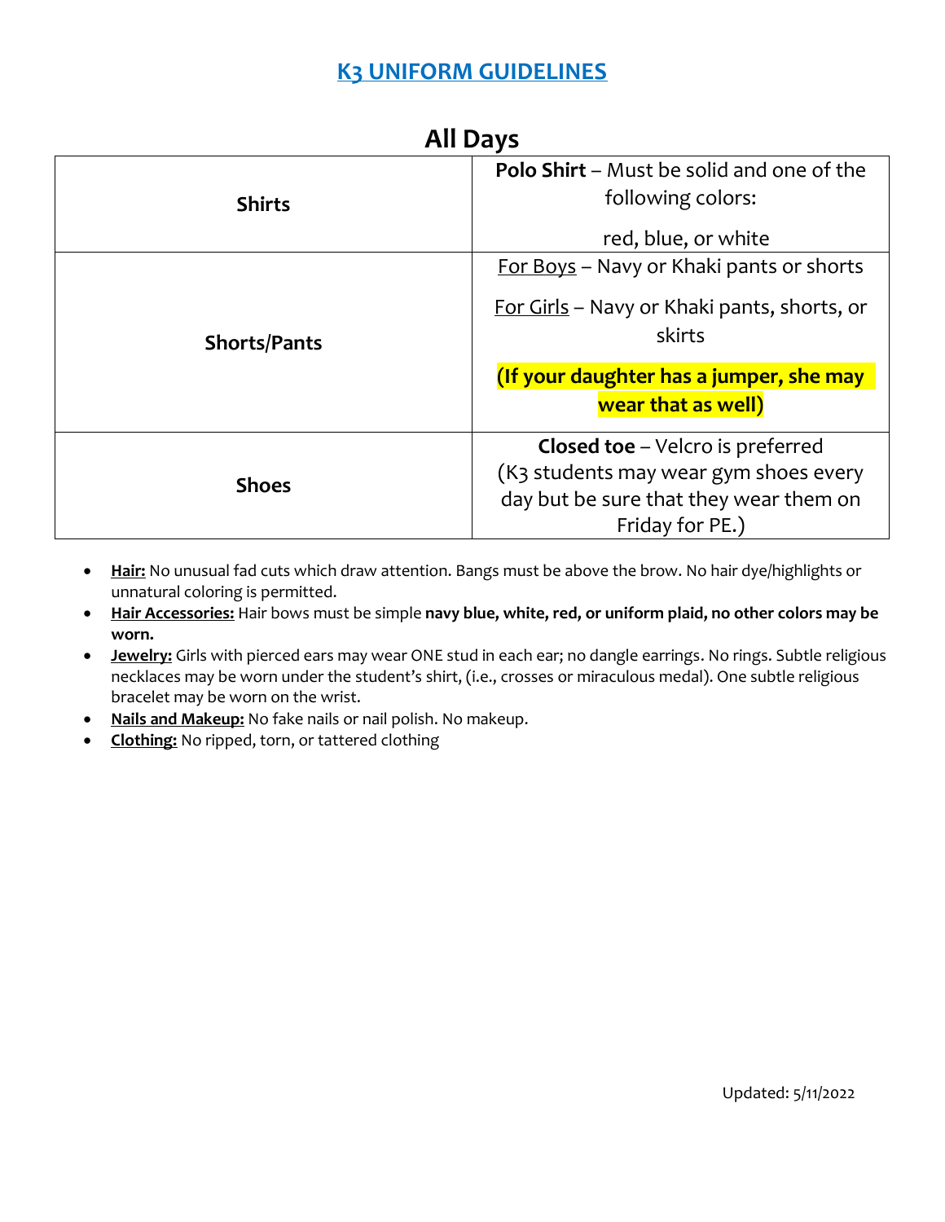# K3 UNIFORM GUIDELINES

## All Days

| | |
|---|---|
| **Shirts** | **Polo Shirt** – Must be solid and one of the following colors: red, blue, or white |
| **Shorts/Pants** | For Boys – Navy or Khaki pants or shorts<br>For Girls – Navy or Khaki pants, shorts, or skirts<br>**(If your daughter has a jumper, she may wear that as well)** |
| **Shoes** | **Closed toe** – Velcro is preferred (K3 students may wear gym shoes every day but be sure that they wear them on Friday for PE.) |

- **Hair:** No unusual fad cuts which draw attention. Bangs must be above the brow. No hair dye/highlights or unnatural coloring is permitted.
- **Hair Accessories:** Hair bows must be simple **navy blue, white, red, or uniform plaid, no other colors may be worn.**
- **Jewelry:** Girls with pierced ears may wear ONE stud in each ear; no dangle earrings. No rings. Subtle religious necklaces may be worn under the student's shirt, (i.e., crosses or miraculous medal). One subtle religious bracelet may be worn on the wrist.
- **Nails and Makeup:** No fake nails or nail polish. No makeup.
- **Clothing:** No ripped, torn, or tattered clothing

Updated: 5/11/2022